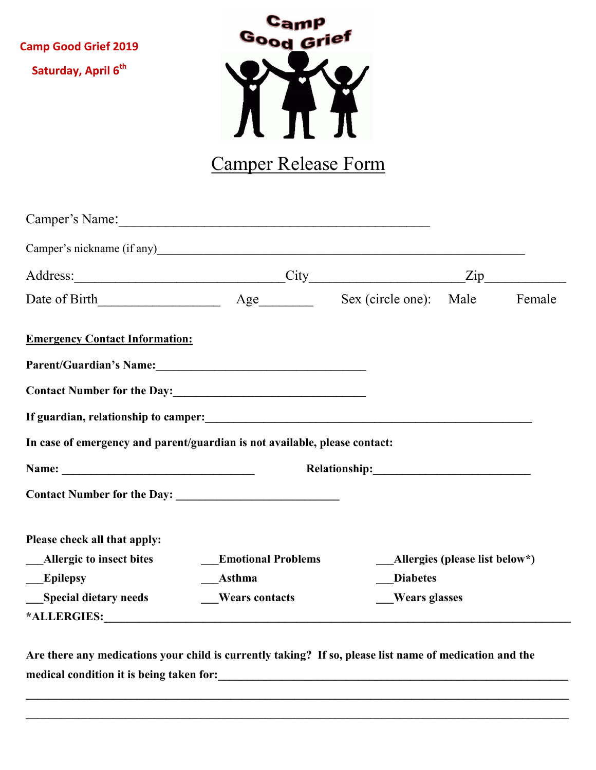Camp Good Grief 2019

Saturday, April 6th

Camp Good Grief

# Camper Release Form

Camper's Name:_______________________________________________

Camper's nickname (if any)_______________________________________________________________

Address:________________________________City______________________Zip___________

Date of Birth__________________ Age________ Sex (circle one): Male Female

**Emergency Contact Information:**

**Parent/Guardian's Name:**____________________________________

**Contact Number for the Day:**________________________________

**If guardian, relationship to camper:**_________________________________________________________

**In case of emergency and parent/guardian is not available, please contact:**

**Name:** __________________________________ **Relationship:**____________________________

**Contact Number for the Day:** ____________________________

**Please check all that apply:**

**___Allergic to insect bites** **___Emotional Problems** **___Allergies (please list below\*)**

**___Epilepsy** **___Asthma** **___Diabetes**

**___Special dietary needs** **___Wears contacts** **___Wears glasses**

**\*ALLERGIES:**_________________________________________________________________________________

**Are there any medications your child is currently taking? If so, please list name of medication and the medical condition it is being taken for:**____________________________________________________________

___________________________________________________________________________________________

___________________________________________________________________________________________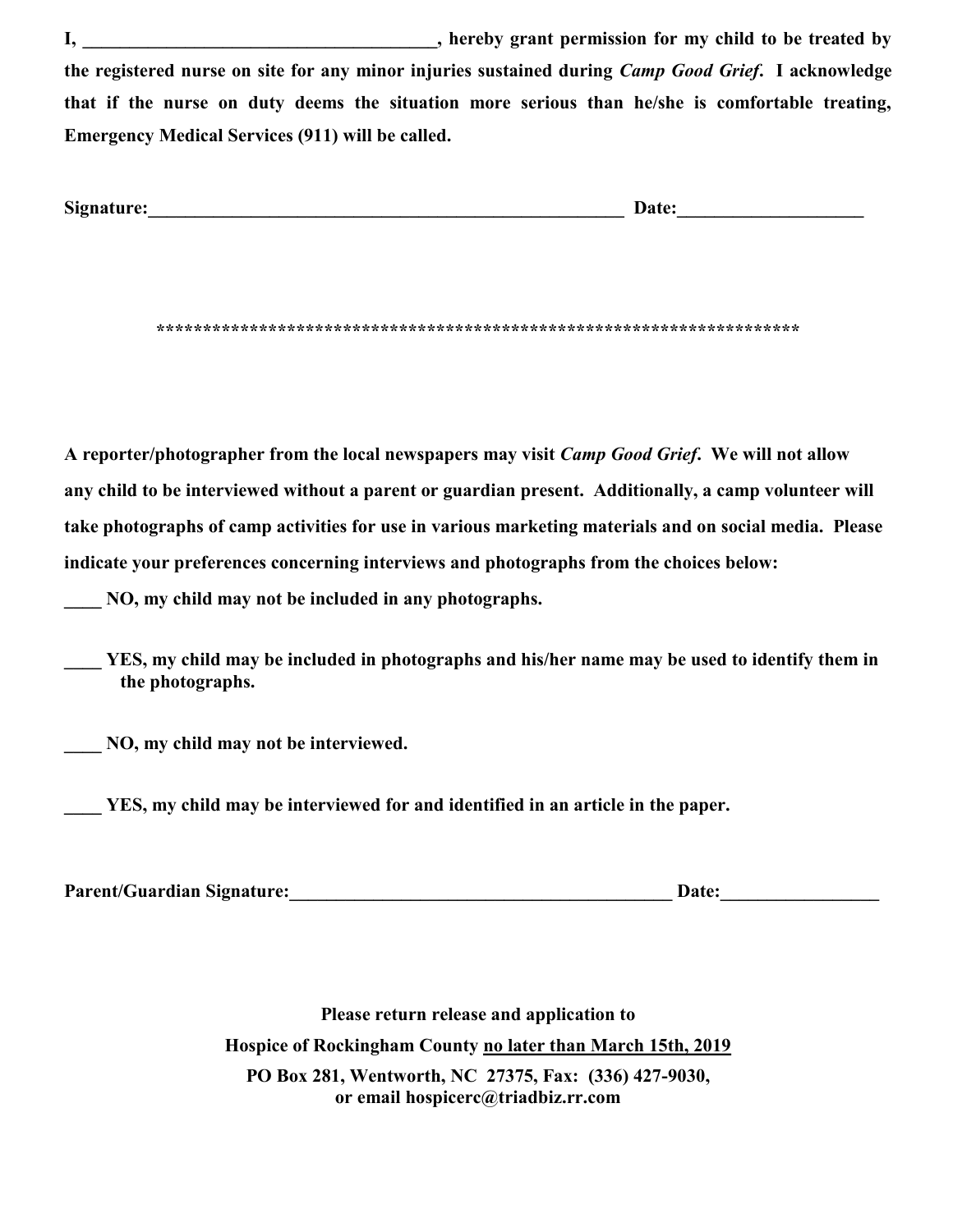**I, ______________________________________, hereby grant permission for my child to be treated by the registered nurse on site for any minor injuries sustained during *Camp Good Grief*. I acknowledge that if the nurse on duty deems the situation more serious than he/she is comfortable treating, Emergency Medical Services (911) will be called.**

**Signature:_____________________________________________________ Date:____________________**

**********************************************************************

**A reporter/photographer from the local newspapers may visit *Camp Good Grief*. We will not allow any child to be interviewed without a parent or guardian present. Additionally, a camp volunteer will take photographs of camp activities for use in various marketing materials and on social media. Please indicate your preferences concerning interviews and photographs from the choices below:**

**____ NO, my child may not be included in any photographs.**

**____ YES, my child may be included in photographs and his/her name may be used to identify them in the photographs.**

**____ NO, my child may not be interviewed.**

**____ YES, my child may be interviewed for and identified in an article in the paper.**

**Parent/Guardian Signature:__________________________________________ Date:_________________**

**Please return release and application to**

**Hospice of Rockingham County <u>no later than March 15th, 2019</u>**

**PO Box 281, Wentworth, NC 27375, Fax: (336) 427-9030, or email hospicerc@triadbiz.rr.com**